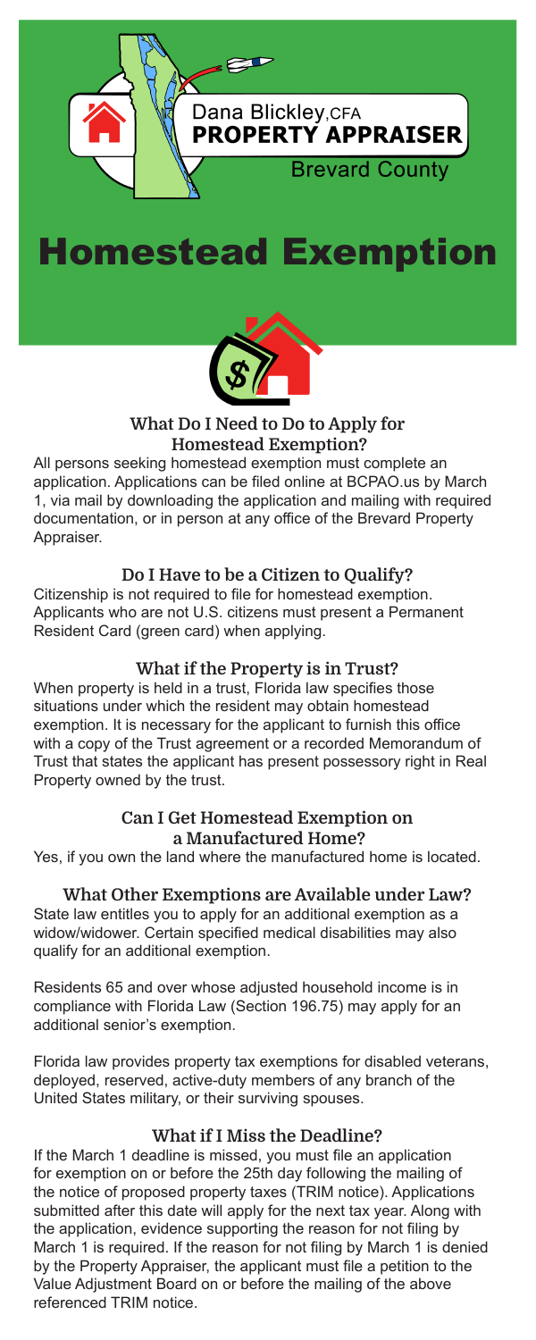Dana Blickley, CFA
**PROPERTY APPRAISER**
Brevard County

# Homestead Exemption

### What Do I Need to Do to Apply for Homestead Exemption?

All persons seeking homestead exemption must complete an application. Applications can be filed online at BCPAO.us by March 1, via mail by downloading the application and mailing with required documentation, or in person at any office of the Brevard Property Appraiser.

### Do I Have to be a Citizen to Qualify?

Citizenship is not required to file for homestead exemption. Applicants who are not U.S. citizens must present a Permanent Resident Card (green card) when applying.

### What if the Property is in Trust?

When property is held in a trust, Florida law specifies those situations under which the resident may obtain homestead exemption. It is necessary for the applicant to furnish this office with a copy of the Trust agreement or a recorded Memorandum of Trust that states the applicant has present possessory right in Real Property owned by the trust.

### Can I Get Homestead Exemption on a Manufactured Home?

Yes, if you own the land where the manufactured home is located.

### What Other Exemptions are Available under Law?

State law entitles you to apply for an additional exemption as a widow/widower. Certain specified medical disabilities may also qualify for an additional exemption.

Residents 65 and over whose adjusted household income is in compliance with Florida Law (Section 196.75) may apply for an additional senior's exemption.

Florida law provides property tax exemptions for disabled veterans, deployed, reserved, active-duty members of any branch of the United States military, or their surviving spouses.

### What if I Miss the Deadline?

If the March 1 deadline is missed, you must file an application for exemption on or before the 25th day following the mailing of the notice of proposed property taxes (TRIM notice). Applications submitted after this date will apply for the next tax year. Along with the application, evidence supporting the reason for not filing by March 1 is required. If the reason for not filing by March 1 is denied by the Property Appraiser, the applicant must file a petition to the Value Adjustment Board on or before the mailing of the above referenced TRIM notice.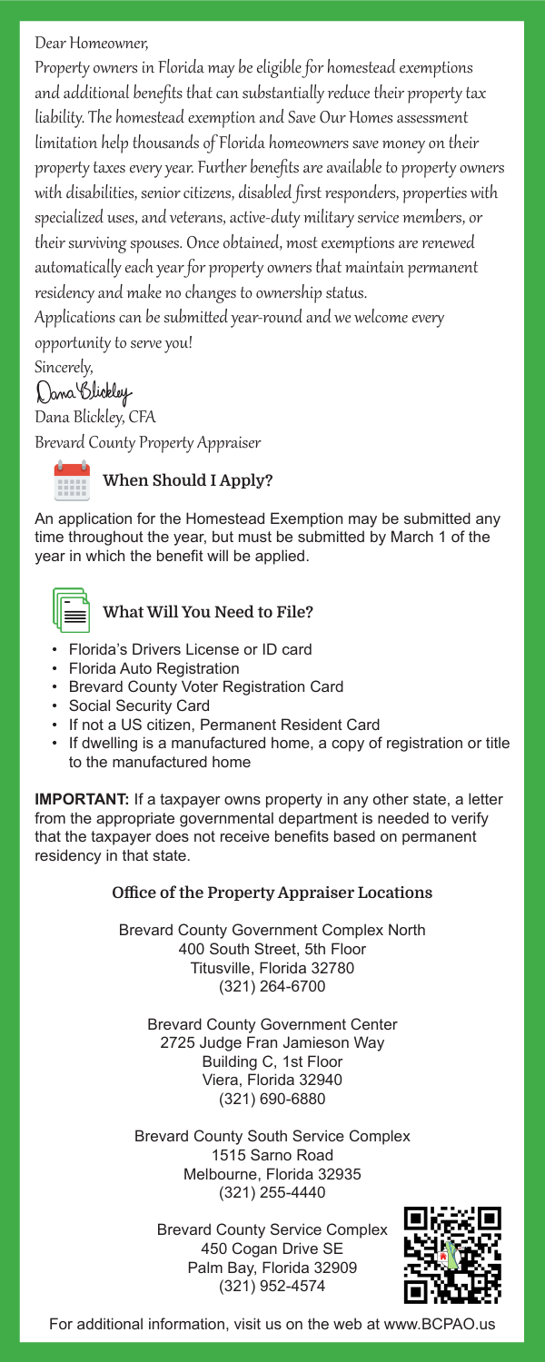Dear Homeowner,

Property owners in Florida may be eligible for homestead exemptions and additional benefits that can substantially reduce their property tax liability. The homestead exemption and Save Our Homes assessment limitation help thousands of Florida homeowners save money on their property taxes every year. Further benefits are available to property owners with disabilities, senior citizens, disabled first responders, properties with specialized uses, and veterans, active-duty military service members, or their surviving spouses. Once obtained, most exemptions are renewed automatically each year for property owners that maintain permanent residency and make no changes to ownership status.

Applications can be submitted year-round and we welcome every opportunity to serve you!

Sincerely,

Dana Blickley

Dana Blickley, CFA
Brevard County Property Appraiser

## When Should I Apply?

An application for the Homestead Exemption may be submitted any time throughout the year, but must be submitted by March 1 of the year in which the benefit will be applied.

## What Will You Need to File?

- Florida's Drivers License or ID card
- Florida Auto Registration
- Brevard County Voter Registration Card
- Social Security Card
- If not a US citizen, Permanent Resident Card
- If dwelling is a manufactured home, a copy of registration or title to the manufactured home

**IMPORTANT:** If a taxpayer owns property in any other state, a letter from the appropriate governmental department is needed to verify that the taxpayer does not receive benefits based on permanent residency in that state.

### Office of the Property Appraiser Locations

Brevard County Government Complex North
400 South Street, 5th Floor
Titusville, Florida 32780
(321) 264-6700

Brevard County Government Center
2725 Judge Fran Jamieson Way
Building C, 1st Floor
Viera, Florida 32940
(321) 690-6880

Brevard County South Service Complex
1515 Sarno Road
Melbourne, Florida 32935
(321) 255-4440

Brevard County Service Complex
450 Cogan Drive SE
Palm Bay, Florida 32909
(321) 952-4574

For additional information, visit us on the web at www.BCPAO.us